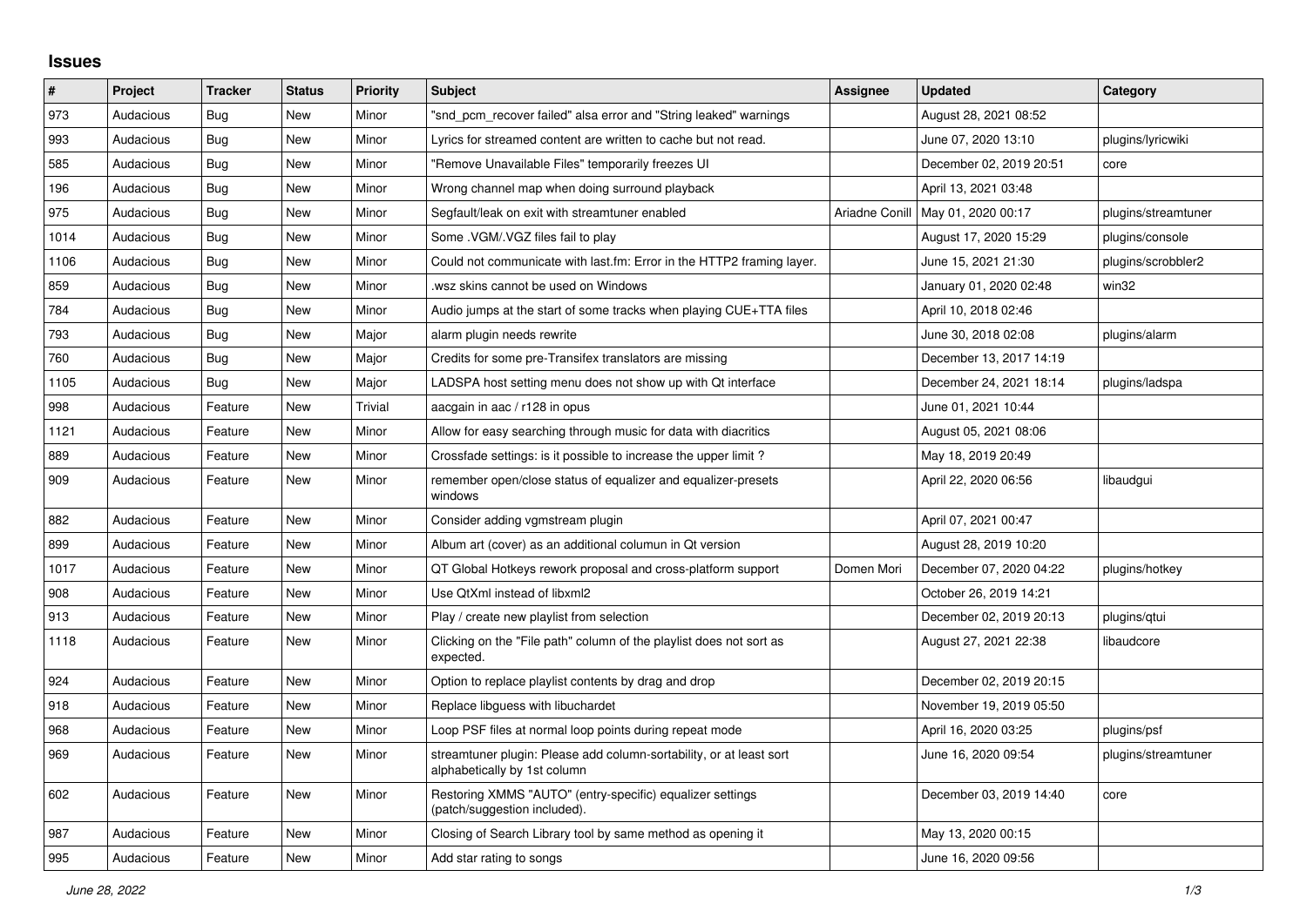# Issues

| # | Project | Tracker | Status | Priority | Subject | Assignee | Updated | Category |
|---|---|---|---|---|---|---|---|---|
| 973 | Audacious | Bug | New | Minor | "snd_pcm_recover failed" alsa error and "String leaked" warnings | | August 28, 2021 08:52 | |
| 993 | Audacious | Bug | New | Minor | Lyrics for streamed content are written to cache but not read. | | June 07, 2020 13:10 | plugins/lyricwiki |
| 585 | Audacious | Bug | New | Minor | "Remove Unavailable Files" temporarily freezes UI | | December 02, 2019 20:51 | core |
| 196 | Audacious | Bug | New | Minor | Wrong channel map when doing surround playback | | April 13, 2021 03:48 | |
| 975 | Audacious | Bug | New | Minor | Segfault/leak on exit with streamtuner enabled | Ariadne Conill | May 01, 2020 00:17 | plugins/streamtuner |
| 1014 | Audacious | Bug | New | Minor | Some .VGM/.VGZ files fail to play | | August 17, 2020 15:29 | plugins/console |
| 1106 | Audacious | Bug | New | Minor | Could not communicate with last.fm: Error in the HTTP2 framing layer. | | June 15, 2021 21:30 | plugins/scrobbler2 |
| 859 | Audacious | Bug | New | Minor | .wsz skins cannot be used on Windows | | January 01, 2020 02:48 | win32 |
| 784 | Audacious | Bug | New | Minor | Audio jumps at the start of some tracks when playing CUE+TTA files | | April 10, 2018 02:46 | |
| 793 | Audacious | Bug | New | Major | alarm plugin needs rewrite | | June 30, 2018 02:08 | plugins/alarm |
| 760 | Audacious | Bug | New | Major | Credits for some pre-Transifex translators are missing | | December 13, 2017 14:19 | |
| 1105 | Audacious | Bug | New | Major | LADSPA host setting menu does not show up with Qt interface | | December 24, 2021 18:14 | plugins/ladspa |
| 998 | Audacious | Feature | New | Trivial | aacgain in aac / r128 in opus | | June 01, 2021 10:44 | |
| 1121 | Audacious | Feature | New | Minor | Allow for easy searching through music for data with diacritics | | August 05, 2021 08:06 | |
| 889 | Audacious | Feature | New | Minor | Crossfade settings: is it possible to increase the upper limit ? | | May 18, 2019 20:49 | |
| 909 | Audacious | Feature | New | Minor | remember open/close status of equalizer and equalizer-presets windows | | April 22, 2020 06:56 | libaudgui |
| 882 | Audacious | Feature | New | Minor | Consider adding vgmstream plugin | | April 07, 2021 00:47 | |
| 899 | Audacious | Feature | New | Minor | Album art (cover) as an additional columun in Qt version | | August 28, 2019 10:20 | |
| 1017 | Audacious | Feature | New | Minor | QT Global Hotkeys rework proposal and cross-platform support | Domen Mori | December 07, 2020 04:22 | plugins/hotkey |
| 908 | Audacious | Feature | New | Minor | Use QtXml instead of libxml2 | | October 26, 2019 14:21 | |
| 913 | Audacious | Feature | New | Minor | Play / create new playlist from selection | | December 02, 2019 20:13 | plugins/qtui |
| 1118 | Audacious | Feature | New | Minor | Clicking on the "File path" column of the playlist does not sort as expected. | | August 27, 2021 22:38 | libaudcore |
| 924 | Audacious | Feature | New | Minor | Option to replace playlist contents by drag and drop | | December 02, 2019 20:15 | |
| 918 | Audacious | Feature | New | Minor | Replace libguess with libuchardet | | November 19, 2019 05:50 | |
| 968 | Audacious | Feature | New | Minor | Loop PSF files at normal loop points during repeat mode | | April 16, 2020 03:25 | plugins/psf |
| 969 | Audacious | Feature | New | Minor | streamtuner plugin: Please add column-sortability, or at least sort alphabetically by 1st column | | June 16, 2020 09:54 | plugins/streamtuner |
| 602 | Audacious | Feature | New | Minor | Restoring XMMS "AUTO" (entry-specific) equalizer settings (patch/suggestion included). | | December 03, 2019 14:40 | core |
| 987 | Audacious | Feature | New | Minor | Closing of Search Library tool by same method as opening it | | May 13, 2020 00:15 | |
| 995 | Audacious | Feature | New | Minor | Add star rating to songs | | June 16, 2020 09:56 | |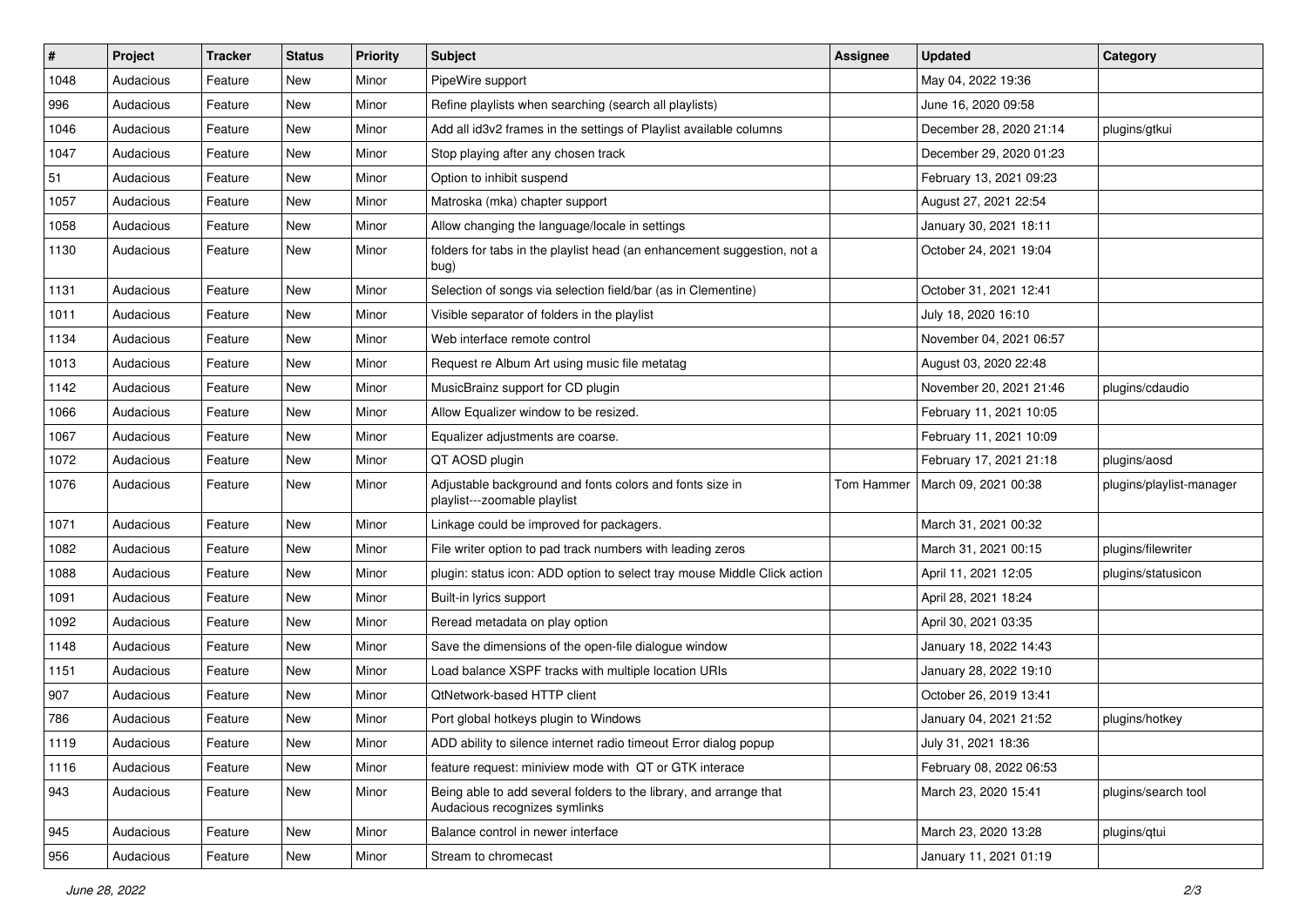| # | Project | Tracker | Status | Priority | Subject | Assignee | Updated | Category |
|---|---|---|---|---|---|---|---|---|
| 1048 | Audacious | Feature | New | Minor | PipeWire support | | May 04, 2022 19:36 | |
| 996 | Audacious | Feature | New | Minor | Refine playlists when searching (search all playlists) | | June 16, 2020 09:58 | |
| 1046 | Audacious | Feature | New | Minor | Add all id3v2 frames in the settings of Playlist available columns | | December 28, 2020 21:14 | plugins/gtkui |
| 1047 | Audacious | Feature | New | Minor | Stop playing after any chosen track | | December 29, 2020 01:23 | |
| 51 | Audacious | Feature | New | Minor | Option to inhibit suspend | | February 13, 2021 09:23 | |
| 1057 | Audacious | Feature | New | Minor | Matroska (mka) chapter support | | August 27, 2021 22:54 | |
| 1058 | Audacious | Feature | New | Minor | Allow changing the language/locale in settings | | January 30, 2021 18:11 | |
| 1130 | Audacious | Feature | New | Minor | folders for tabs in the playlist head (an enhancement suggestion, not a bug) | | October 24, 2021 19:04 | |
| 1131 | Audacious | Feature | New | Minor | Selection of songs via selection field/bar (as in Clementine) | | October 31, 2021 12:41 | |
| 1011 | Audacious | Feature | New | Minor | Visible separator of folders in the playlist | | July 18, 2020 16:10 | |
| 1134 | Audacious | Feature | New | Minor | Web interface remote control | | November 04, 2021 06:57 | |
| 1013 | Audacious | Feature | New | Minor | Request re Album Art using music file metatag | | August 03, 2020 22:48 | |
| 1142 | Audacious | Feature | New | Minor | MusicBrainz support for CD plugin | | November 20, 2021 21:46 | plugins/cdaudio |
| 1066 | Audacious | Feature | New | Minor | Allow Equalizer window to be resized. | | February 11, 2021 10:05 | |
| 1067 | Audacious | Feature | New | Minor | Equalizer adjustments are coarse. | | February 11, 2021 10:09 | |
| 1072 | Audacious | Feature | New | Minor | QT AOSD plugin | | February 17, 2021 21:18 | plugins/aosd |
| 1076 | Audacious | Feature | New | Minor | Adjustable background and fonts colors and fonts size in playlist---zoomable playlist | Tom Hammer | March 09, 2021 00:38 | plugins/playlist-manager |
| 1071 | Audacious | Feature | New | Minor | Linkage could be improved for packagers. | | March 31, 2021 00:32 | |
| 1082 | Audacious | Feature | New | Minor | File writer option to pad track numbers with leading zeros | | March 31, 2021 00:15 | plugins/filewriter |
| 1088 | Audacious | Feature | New | Minor | plugin: status icon: ADD option to select tray mouse Middle Click action | | April 11, 2021 12:05 | plugins/statusicon |
| 1091 | Audacious | Feature | New | Minor | Built-in lyrics support | | April 28, 2021 18:24 | |
| 1092 | Audacious | Feature | New | Minor | Reread metadata on play option | | April 30, 2021 03:35 | |
| 1148 | Audacious | Feature | New | Minor | Save the dimensions of the open-file dialogue window | | January 18, 2022 14:43 | |
| 1151 | Audacious | Feature | New | Minor | Load balance XSPF tracks with multiple location URIs | | January 28, 2022 19:10 | |
| 907 | Audacious | Feature | New | Minor | QtNetwork-based HTTP client | | October 26, 2019 13:41 | |
| 786 | Audacious | Feature | New | Minor | Port global hotkeys plugin to Windows | | January 04, 2021 21:52 | plugins/hotkey |
| 1119 | Audacious | Feature | New | Minor | ADD ability to silence internet radio timeout Error dialog popup | | July 31, 2021 18:36 | |
| 1116 | Audacious | Feature | New | Minor | feature request: miniview mode with QT or GTK interace | | February 08, 2022 06:53 | |
| 943 | Audacious | Feature | New | Minor | Being able to add several folders to the library, and arrange that Audacious recognizes symlinks | | March 23, 2020 15:41 | plugins/search tool |
| 945 | Audacious | Feature | New | Minor | Balance control in newer interface | | March 23, 2020 13:28 | plugins/qtui |
| 956 | Audacious | Feature | New | Minor | Stream to chromecast | | January 11, 2021 01:19 | |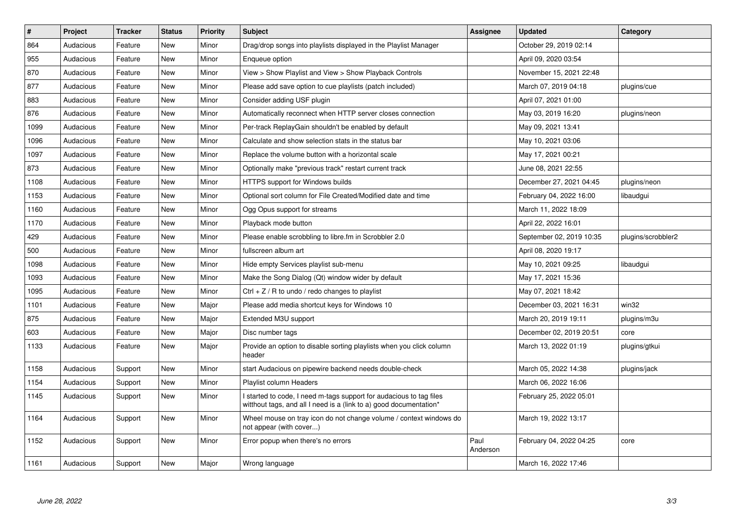| # | Project | Tracker | Status | Priority | Subject | Assignee | Updated | Category |
|---|---|---|---|---|---|---|---|---|
| 864 | Audacious | Feature | New | Minor | Drag/drop songs into playlists displayed in the Playlist Manager | | October 29, 2019 02:14 | |
| 955 | Audacious | Feature | New | Minor | Enqueue option | | April 09, 2020 03:54 | |
| 870 | Audacious | Feature | New | Minor | View > Show Playlist and View > Show Playback Controls | | November 15, 2021 22:48 | |
| 877 | Audacious | Feature | New | Minor | Please add save option to cue playlists (patch included) | | March 07, 2019 04:18 | plugins/cue |
| 883 | Audacious | Feature | New | Minor | Consider adding USF plugin | | April 07, 2021 01:00 | |
| 876 | Audacious | Feature | New | Minor | Automatically reconnect when HTTP server closes connection | | May 03, 2019 16:20 | plugins/neon |
| 1099 | Audacious | Feature | New | Minor | Per-track ReplayGain shouldn't be enabled by default | | May 09, 2021 13:41 | |
| 1096 | Audacious | Feature | New | Minor | Calculate and show selection stats in the status bar | | May 10, 2021 03:06 | |
| 1097 | Audacious | Feature | New | Minor | Replace the volume button with a horizontal scale | | May 17, 2021 00:21 | |
| 873 | Audacious | Feature | New | Minor | Optionally make "previous track" restart current track | | June 08, 2021 22:55 | |
| 1108 | Audacious | Feature | New | Minor | HTTPS support for Windows builds | | December 27, 2021 04:45 | plugins/neon |
| 1153 | Audacious | Feature | New | Minor | Optional sort column for File Created/Modified date and time | | February 04, 2022 16:00 | libaudgui |
| 1160 | Audacious | Feature | New | Minor | Ogg Opus support for streams | | March 11, 2022 18:09 | |
| 1170 | Audacious | Feature | New | Minor | Playback mode button | | April 22, 2022 16:01 | |
| 429 | Audacious | Feature | New | Minor | Please enable scrobbling to libre.fm in Scrobbler 2.0 | | September 02, 2019 10:35 | plugins/scrobbler2 |
| 500 | Audacious | Feature | New | Minor | fullscreen album art | | April 08, 2020 19:17 | |
| 1098 | Audacious | Feature | New | Minor | Hide empty Services playlist sub-menu | | May 10, 2021 09:25 | libaudgui |
| 1093 | Audacious | Feature | New | Minor | Make the Song Dialog (Qt) window wider by default | | May 17, 2021 15:36 | |
| 1095 | Audacious | Feature | New | Minor | Ctrl + Z / R to undo / redo changes to playlist | | May 07, 2021 18:42 | |
| 1101 | Audacious | Feature | New | Major | Please add media shortcut keys for Windows 10 | | December 03, 2021 16:31 | win32 |
| 875 | Audacious | Feature | New | Major | Extended M3U support | | March 20, 2019 19:11 | plugins/m3u |
| 603 | Audacious | Feature | New | Major | Disc number tags | | December 02, 2019 20:51 | core |
| 1133 | Audacious | Feature | New | Major | Provide an option to disable sorting playlists when you click column header | | March 13, 2022 01:19 | plugins/gtkui |
| 1158 | Audacious | Support | New | Minor | start Audacious on pipewire backend needs double-check | | March 05, 2022 14:38 | plugins/jack |
| 1154 | Audacious | Support | New | Minor | Playlist column Headers | | March 06, 2022 16:06 | |
| 1145 | Audacious | Support | New | Minor | I started to code, I need m-tags support for audacious to tag files witthout tags, and all I need is a (link to a) good documentation* | | February 25, 2022 05:01 | |
| 1164 | Audacious | Support | New | Minor | Wheel mouse on tray icon do not change volume / context windows do not appear (with cover...) | | March 19, 2022 13:17 | |
| 1152 | Audacious | Support | New | Minor | Error popup when there's no errors | Paul Anderson | February 04, 2022 04:25 | core |
| 1161 | Audacious | Support | New | Major | Wrong language | | March 16, 2022 17:46 | |

*June 28, 2022*